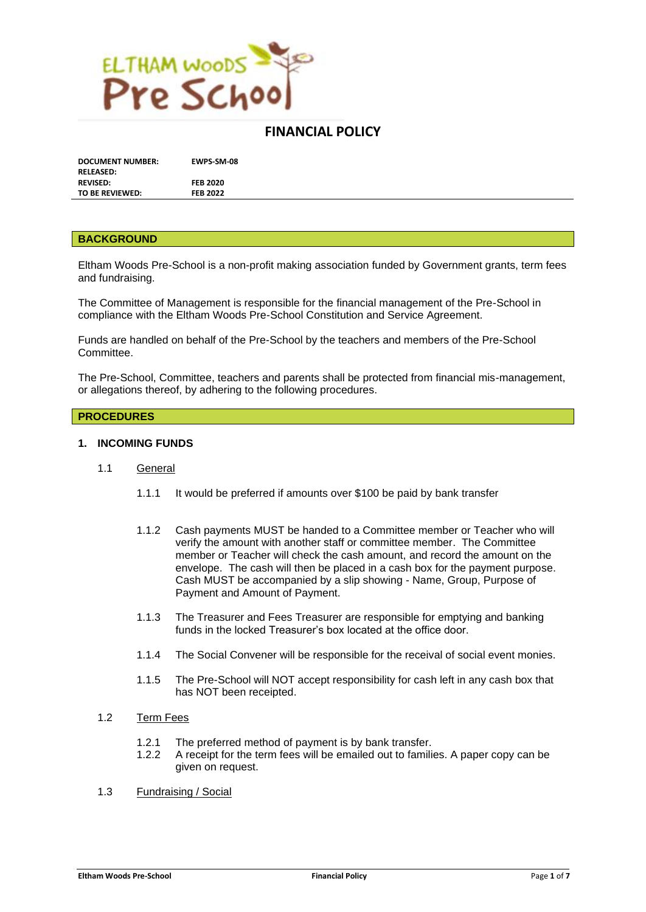# FINANCIAL POLICY

| | |
|---|---|
| **DOCUMENT NUMBER:** | **EWPS-SM-08** |
| **RELEASED:** | |
| **REVISED:** | **FEB 2020** |
| **TO BE REVIEWED:** | **FEB 2022** |

## BACKGROUND

Eltham Woods Pre-School is a non-profit making association funded by Government grants, term fees and fundraising.

The Committee of Management is responsible for the financial management of the Pre-School in compliance with the Eltham Woods Pre-School Constitution and Service Agreement.

Funds are handled on behalf of the Pre-School by the teachers and members of the Pre-School Committee.

The Pre-School, Committee, teachers and parents shall be protected from financial mis-management, or allegations thereof, by adhering to the following procedures.

## PROCEDURES

### 1. INCOMING FUNDS

1.1 General

1.1.1 It would be preferred if amounts over $100 be paid by bank transfer

1.1.2 Cash payments MUST be handed to a Committee member or Teacher who will verify the amount with another staff or committee member. The Committee member or Teacher will check the cash amount, and record the amount on the envelope. The cash will then be placed in a cash box for the payment purpose. Cash MUST be accompanied by a slip showing - Name, Group, Purpose of Payment and Amount of Payment.

1.1.3 The Treasurer and Fees Treasurer are responsible for emptying and banking funds in the locked Treasurer's box located at the office door.

1.1.4 The Social Convener will be responsible for the receival of social event monies.

1.1.5 The Pre-School will NOT accept responsibility for cash left in any cash box that has NOT been receipted.

1.2 Term Fees

1.2.1 The preferred method of payment is by bank transfer.

1.2.2 A receipt for the term fees will be emailed out to families. A paper copy can be given on request.

1.3 Fundraising / Social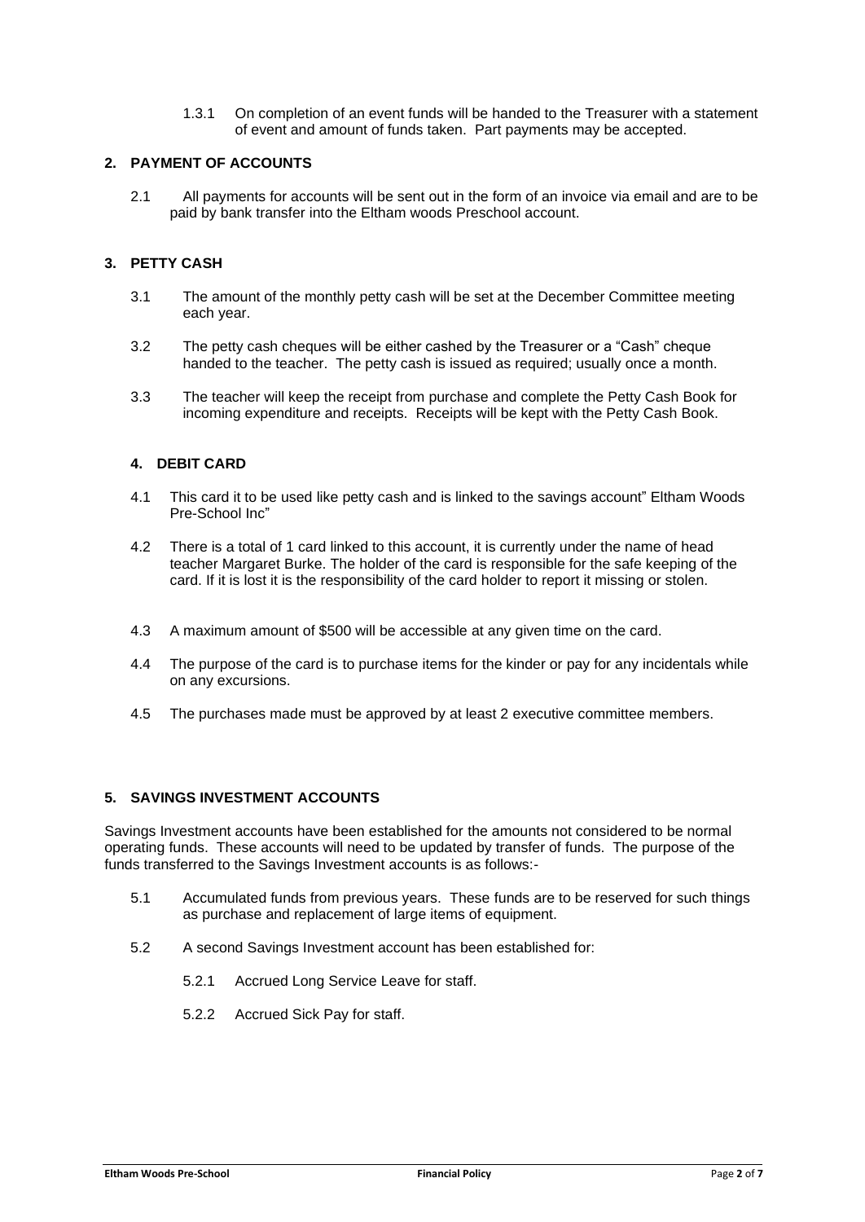1.3.1 On completion of an event funds will be handed to the Treasurer with a statement of event and amount of funds taken. Part payments may be accepted.

## 2. PAYMENT OF ACCOUNTS

2.1 All payments for accounts will be sent out in the form of an invoice via email and are to be paid by bank transfer into the Eltham woods Preschool account.

## 3. PETTY CASH

3.1 The amount of the monthly petty cash will be set at the December Committee meeting each year.

3.2 The petty cash cheques will be either cashed by the Treasurer or a "Cash" cheque handed to the teacher. The petty cash is issued as required; usually once a month.

3.3 The teacher will keep the receipt from purchase and complete the Petty Cash Book for incoming expenditure and receipts. Receipts will be kept with the Petty Cash Book.

## 4. DEBIT CARD

4.1 This card it to be used like petty cash and is linked to the savings account" Eltham Woods Pre-School Inc"

4.2 There is a total of 1 card linked to this account, it is currently under the name of head teacher Margaret Burke. The holder of the card is responsible for the safe keeping of the card. If it is lost it is the responsibility of the card holder to report it missing or stolen.

4.3 A maximum amount of $500 will be accessible at any given time on the card.

4.4 The purpose of the card is to purchase items for the kinder or pay for any incidentals while on any excursions.

4.5 The purchases made must be approved by at least 2 executive committee members.

## 5. SAVINGS INVESTMENT ACCOUNTS

Savings Investment accounts have been established for the amounts not considered to be normal operating funds. These accounts will need to be updated by transfer of funds. The purpose of the funds transferred to the Savings Investment accounts is as follows:-

5.1 Accumulated funds from previous years. These funds are to be reserved for such things as purchase and replacement of large items of equipment.

5.2 A second Savings Investment account has been established for:

5.2.1 Accrued Long Service Leave for staff.

5.2.2 Accrued Sick Pay for staff.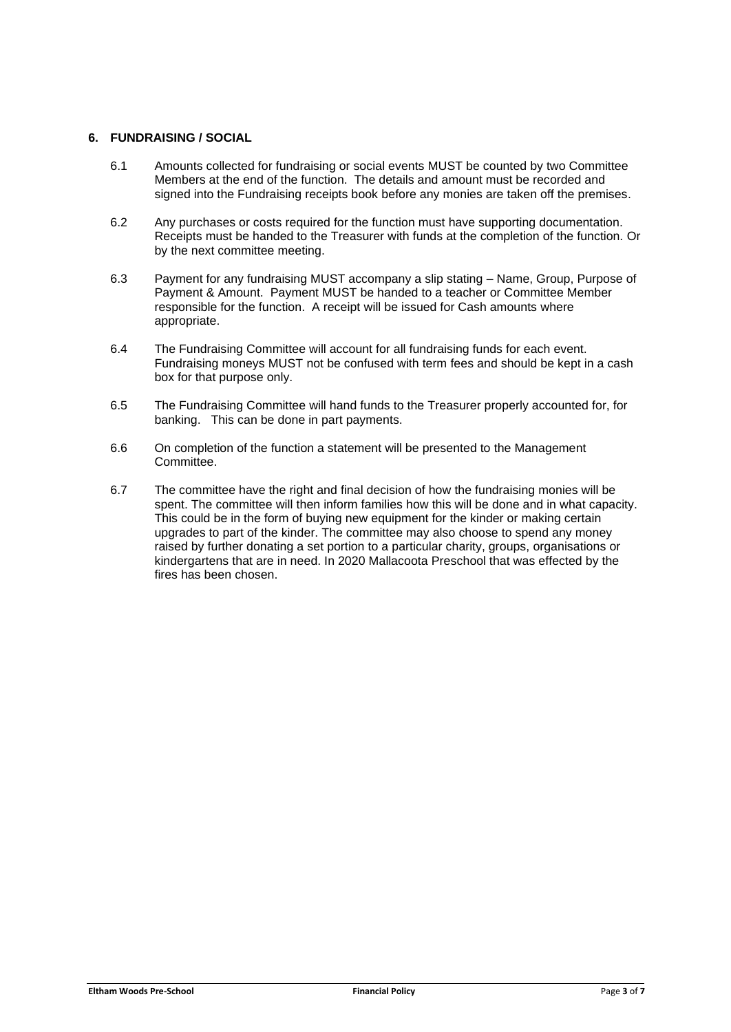## 6. FUNDRAISING / SOCIAL

6.1 Amounts collected for fundraising or social events MUST be counted by two Committee Members at the end of the function. The details and amount must be recorded and signed into the Fundraising receipts book before any monies are taken off the premises.

6.2 Any purchases or costs required for the function must have supporting documentation. Receipts must be handed to the Treasurer with funds at the completion of the function. Or by the next committee meeting.

6.3 Payment for any fundraising MUST accompany a slip stating – Name, Group, Purpose of Payment & Amount. Payment MUST be handed to a teacher or Committee Member responsible for the function. A receipt will be issued for Cash amounts where appropriate.

6.4 The Fundraising Committee will account for all fundraising funds for each event. Fundraising moneys MUST not be confused with term fees and should be kept in a cash box for that purpose only.

6.5 The Fundraising Committee will hand funds to the Treasurer properly accounted for, for banking. This can be done in part payments.

6.6 On completion of the function a statement will be presented to the Management Committee.

6.7 The committee have the right and final decision of how the fundraising monies will be spent. The committee will then inform families how this will be done and in what capacity. This could be in the form of buying new equipment for the kinder or making certain upgrades to part of the kinder. The committee may also choose to spend any money raised by further donating a set portion to a particular charity, groups, organisations or kindergartens that are in need. In 2020 Mallacoota Preschool that was effected by the fires has been chosen.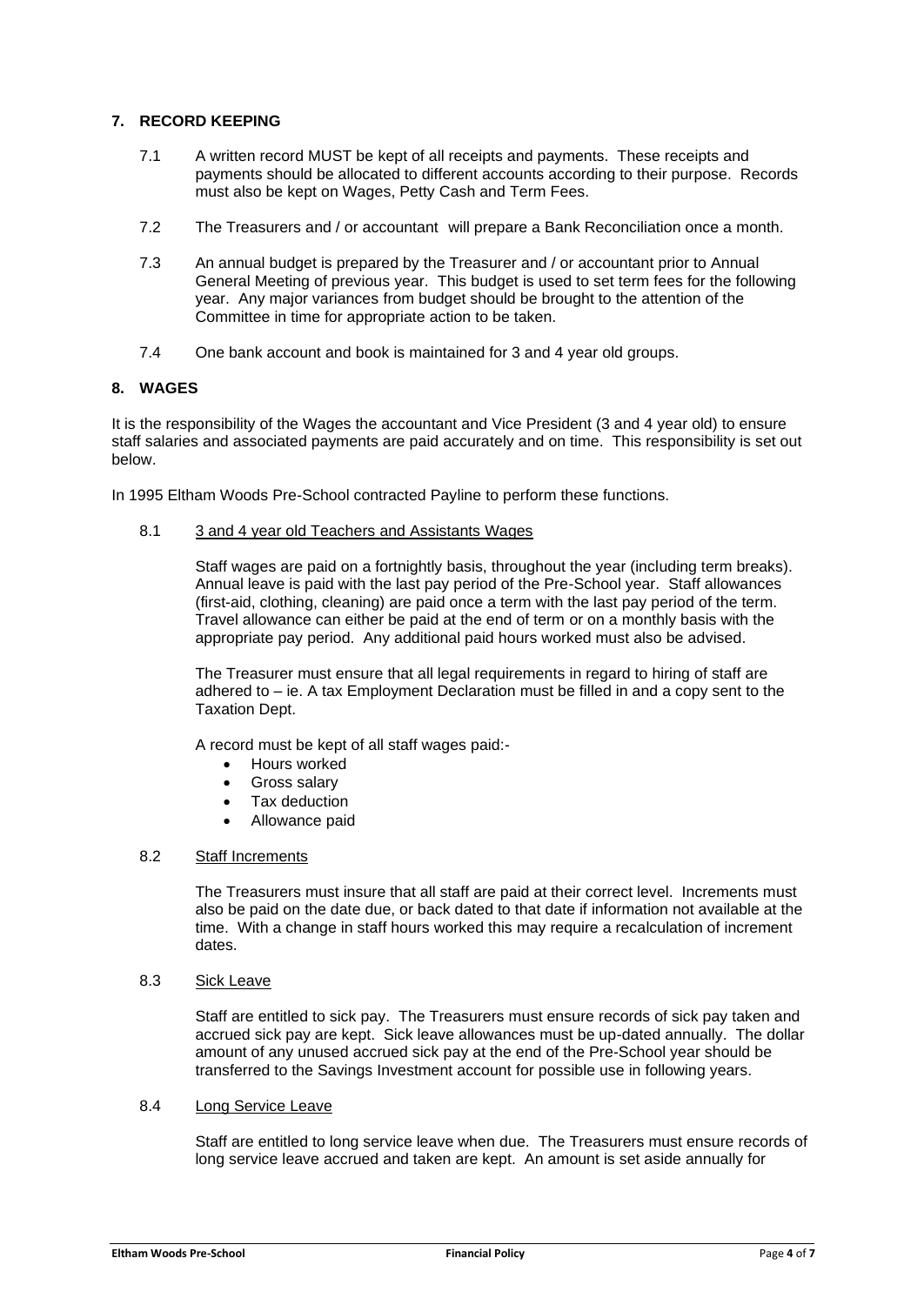## 7. RECORD KEEPING

7.1 A written record MUST be kept of all receipts and payments. These receipts and payments should be allocated to different accounts according to their purpose. Records must also be kept on Wages, Petty Cash and Term Fees.

7.2 The Treasurers and / or accountant will prepare a Bank Reconciliation once a month.

7.3 An annual budget is prepared by the Treasurer and / or accountant prior to Annual General Meeting of previous year. This budget is used to set term fees for the following year. Any major variances from budget should be brought to the attention of the Committee in time for appropriate action to be taken.

7.4 One bank account and book is maintained for 3 and 4 year old groups.

## 8. WAGES

It is the responsibility of the Wages the accountant and Vice President (3 and 4 year old) to ensure staff salaries and associated payments are paid accurately and on time. This responsibility is set out below.

In 1995 Eltham Woods Pre-School contracted Payline to perform these functions.

8.1 3 and 4 year old Teachers and Assistants Wages

Staff wages are paid on a fortnightly basis, throughout the year (including term breaks). Annual leave is paid with the last pay period of the Pre-School year. Staff allowances (first-aid, clothing, cleaning) are paid once a term with the last pay period of the term. Travel allowance can either be paid at the end of term or on a monthly basis with the appropriate pay period. Any additional paid hours worked must also be advised.

The Treasurer must ensure that all legal requirements in regard to hiring of staff are adhered to – ie. A tax Employment Declaration must be filled in and a copy sent to the Taxation Dept.

A record must be kept of all staff wages paid:-

- Hours worked
- Gross salary
- Tax deduction
- Allowance paid

8.2 Staff Increments

The Treasurers must insure that all staff are paid at their correct level. Increments must also be paid on the date due, or back dated to that date if information not available at the time. With a change in staff hours worked this may require a recalculation of increment dates.

8.3 Sick Leave

Staff are entitled to sick pay. The Treasurers must ensure records of sick pay taken and accrued sick pay are kept. Sick leave allowances must be up-dated annually. The dollar amount of any unused accrued sick pay at the end of the Pre-School year should be transferred to the Savings Investment account for possible use in following years.

8.4 Long Service Leave

Staff are entitled to long service leave when due. The Treasurers must ensure records of long service leave accrued and taken are kept. An amount is set aside annually for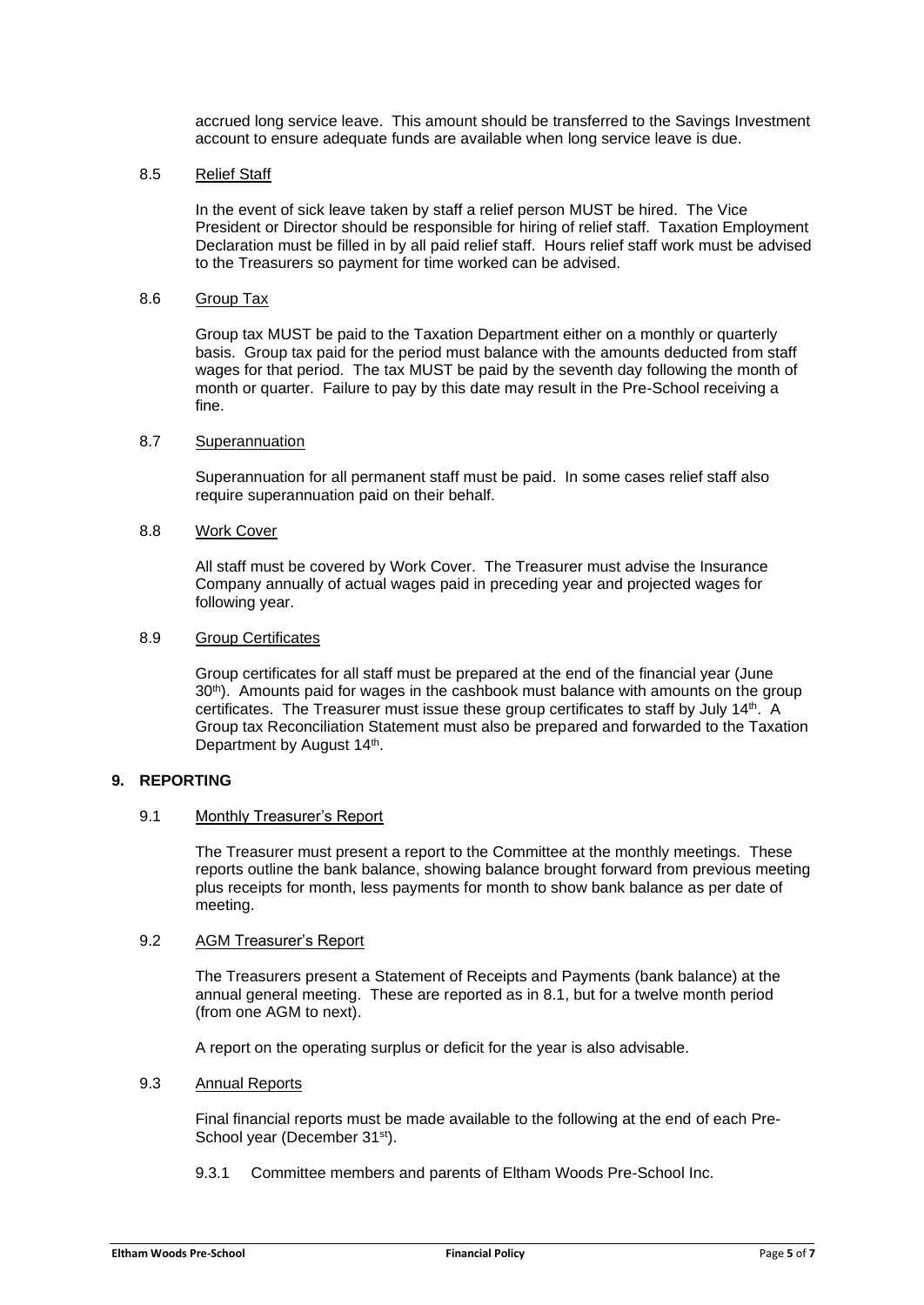accrued long service leave. This amount should be transferred to the Savings Investment account to ensure adequate funds are available when long service leave is due.

### 8.5 Relief Staff

In the event of sick leave taken by staff a relief person MUST be hired. The Vice President or Director should be responsible for hiring of relief staff. Taxation Employment Declaration must be filled in by all paid relief staff. Hours relief staff work must be advised to the Treasurers so payment for time worked can be advised.

### 8.6 Group Tax

Group tax MUST be paid to the Taxation Department either on a monthly or quarterly basis. Group tax paid for the period must balance with the amounts deducted from staff wages for that period. The tax MUST be paid by the seventh day following the month of month or quarter. Failure to pay by this date may result in the Pre-School receiving a fine.

### 8.7 Superannuation

Superannuation for all permanent staff must be paid. In some cases relief staff also require superannuation paid on their behalf.

### 8.8 Work Cover

All staff must be covered by Work Cover. The Treasurer must advise the Insurance Company annually of actual wages paid in preceding year and projected wages for following year.

### 8.9 Group Certificates

Group certificates for all staff must be prepared at the end of the financial year (June 30th). Amounts paid for wages in the cashbook must balance with amounts on the group certificates. The Treasurer must issue these group certificates to staff by July 14th. A Group tax Reconciliation Statement must also be prepared and forwarded to the Taxation Department by August 14th.

## 9. REPORTING

### 9.1 Monthly Treasurer's Report

The Treasurer must present a report to the Committee at the monthly meetings. These reports outline the bank balance, showing balance brought forward from previous meeting plus receipts for month, less payments for month to show bank balance as per date of meeting.

### 9.2 AGM Treasurer's Report

The Treasurers present a Statement of Receipts and Payments (bank balance) at the annual general meeting. These are reported as in 8.1, but for a twelve month period (from one AGM to next).

A report on the operating surplus or deficit for the year is also advisable.

### 9.3 Annual Reports

Final financial reports must be made available to the following at the end of each Pre-School year (December 31st).

9.3.1 Committee members and parents of Eltham Woods Pre-School Inc.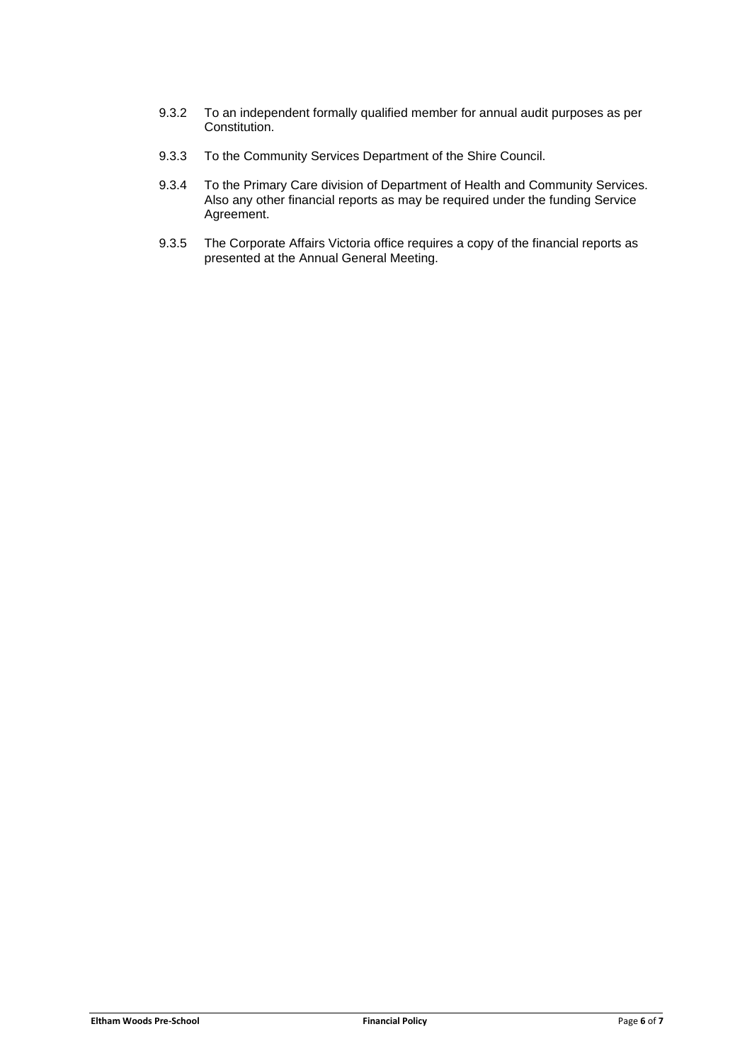9.3.2 To an independent formally qualified member for annual audit purposes as per Constitution.

9.3.3 To the Community Services Department of the Shire Council.

9.3.4 To the Primary Care division of Department of Health and Community Services. Also any other financial reports as may be required under the funding Service Agreement.

9.3.5 The Corporate Affairs Victoria office requires a copy of the financial reports as presented at the Annual General Meeting.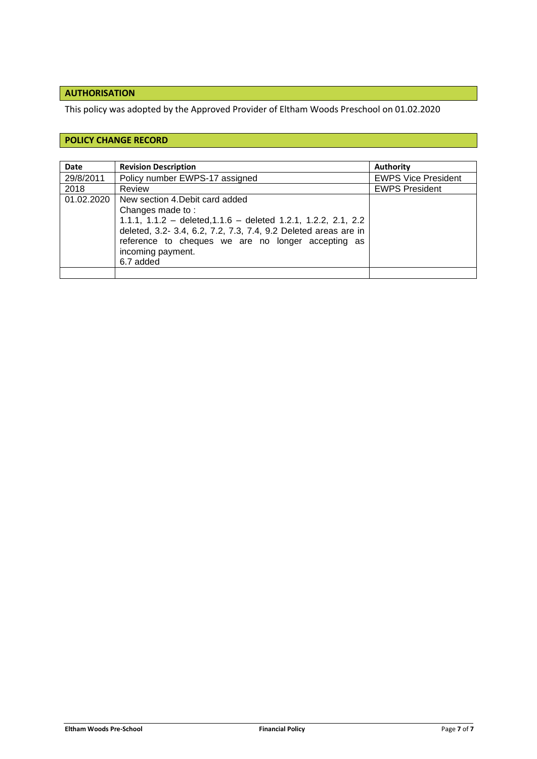## AUTHORISATION

This policy was adopted by the Approved Provider of Eltham Woods Preschool on 01.02.2020

## POLICY CHANGE RECORD

| Date | Revision Description | Authority |
|---|---|---|
| 29/8/2011 | Policy number EWPS-17 assigned | EWPS Vice President |
| 2018 | Review | EWPS President |
| 01.02.2020 | New section 4.Debit card added<br>Changes made to :<br>1.1.1, 1.1.2 – deleted,1.1.6 – deleted 1.2.1, 1.2.2, 2.1, 2.2 deleted, 3.2- 3.4, 6.2, 7.2, 7.3, 7.4, 9.2 Deleted areas are in reference to cheques we are no longer accepting as incoming payment.<br>6.7 added | |
| | | |